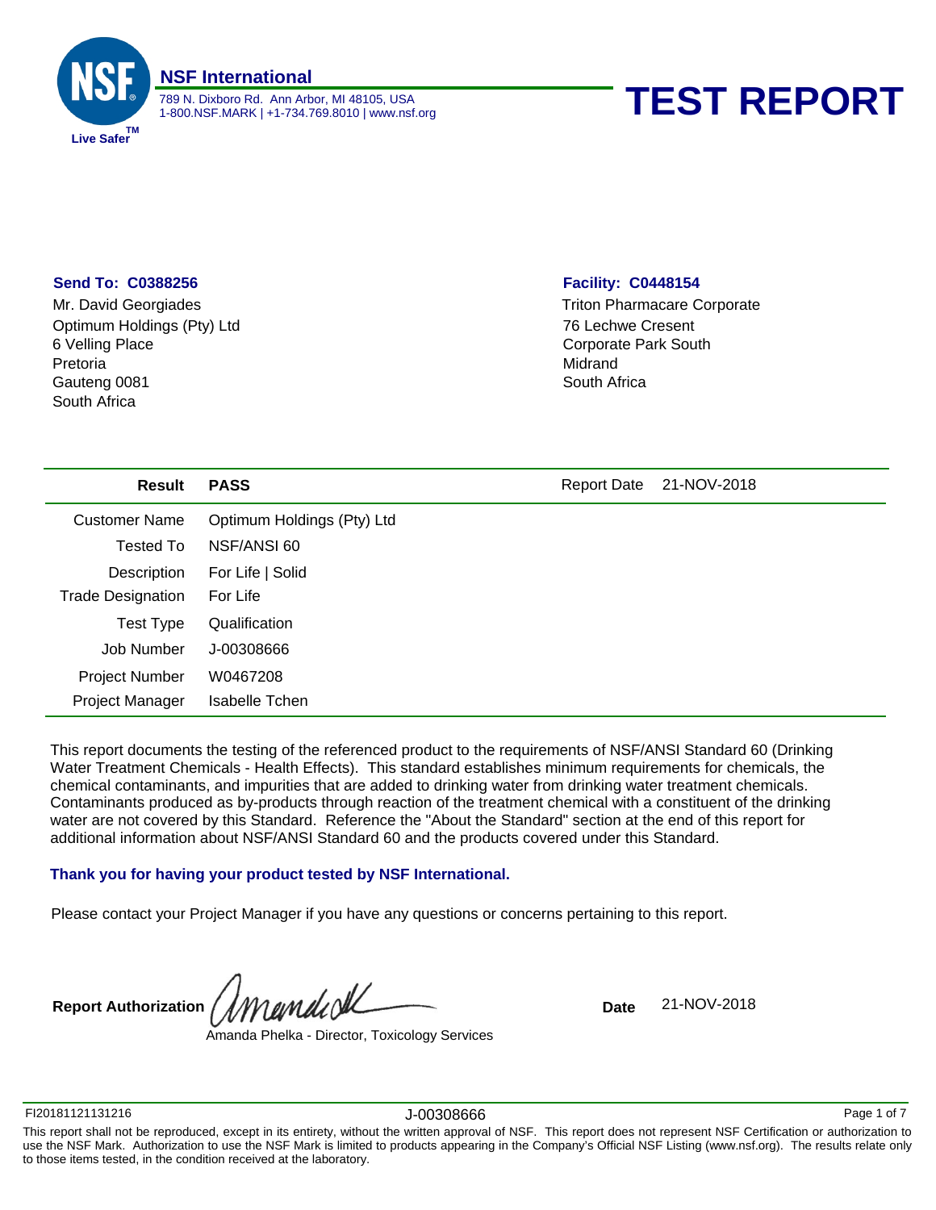**NSF International**

789 N. Dixboro Rd. Ann Arbor, MI 48105, USA
1-800.NSF.MARK | +1-734.769.8010 | www.nsf.org

Live Safer™

# TEST REPORT

**Send To: C0388256**

Mr. David Georgiades
Optimum Holdings (Pty) Ltd
6 Velling Place
Pretoria
Gauteng 0081
South Africa

**Facility: C0448154**

Triton Pharmacare Corporate
76 Lechwe Cresent
Corporate Park South
Midrand
South Africa

| **Result** | **PASS** | Report Date | 21-NOV-2018 |
|---|---|---|---|
| Customer Name | Optimum Holdings (Pty) Ltd | | |
| Tested To | NSF/ANSI 60 | | |
| Description | For Life \| Solid | | |
| Trade Designation | For Life | | |
| Test Type | Qualification | | |
| Job Number | J-00308666 | | |
| Project Number | W0467208 | | |
| Project Manager | Isabelle Tchen | | |

This report documents the testing of the referenced product to the requirements of NSF/ANSI Standard 60 (Drinking Water Treatment Chemicals - Health Effects). This standard establishes minimum requirements for chemicals, the chemical contaminants, and impurities that are added to drinking water from drinking water treatment chemicals. Contaminants produced as by-products through reaction of the treatment chemical with a constituent of the drinking water are not covered by this Standard. Reference the "About the Standard" section at the end of this report for additional information about NSF/ANSI Standard 60 and the products covered under this Standard.

**Thank you for having your product tested by NSF International.**

Please contact your Project Manager if you have any questions or concerns pertaining to this report.

**Report Authorization**

Amanda Phelka - Director, Toxicology Services

**Date** 21-NOV-2018

FI20181121131216 J-00308666

This report shall not be reproduced, except in its entirety, without the written approval of NSF. This report does not represent NSF Certification or authorization to use the NSF Mark. Authorization to use the NSF Mark is limited to products appearing in the Company's Official NSF Listing (www.nsf.org). The results relate only to those items tested, in the condition received at the laboratory.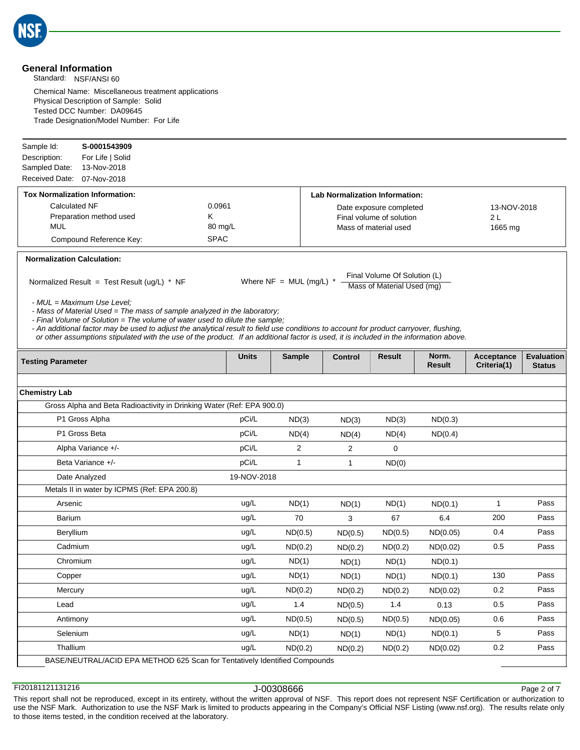## General Information

Standard: NSF/ANSI 60

Chemical Name: Miscellaneous treatment applications
Physical Description of Sample: Solid
Tested DCC Number: DA09645
Trade Designation/Model Number: For Life

| | |
|---|---|
| Sample Id: | **S-0001543909** |
| Description: | For Life \| Solid |
| Sampled Date: | 13-Nov-2018 |
| Received Date: | 07-Nov-2018 |

| **Tox Normalization Information:** | | **Lab Normalization Information:** | |
|---|---|---|---|
| Calculated NF | 0.0961 | Date exposure completed | 13-NOV-2018 |
| Preparation method used | K | Final volume of solution | 2 L |
| MUL | 80 mg/L | Mass of material used | 1665 mg |
| Compound Reference Key: | SPAC | | |

**Normalization Calculation:**

Normalized Result = Test Result (ug/L) * NF

Where $NF = MUL\ (mg/L) * \frac{\text{Final Volume Of Solution (L)}}{\text{Mass of Material Used (mg)}}$

- *MUL = Maximum Use Level;*
- *Mass of Material Used = The mass of sample analyzed in the laboratory;*
- *Final Volume of Solution = The volume of water used to dilute the sample;*
- *An additional factor may be used to adjust the analytical result to field use conditions to account for product carryover, flushing, or other assumptions stipulated with the use of the product. If an additional factor is used, it is included in the information above.*

| Testing Parameter | Units | Sample | Control | Result | Norm. Result | Acceptance Criteria(1) | Evaluation Status |
|---|---|---|---|---|---|---|---|
| **Chemistry Lab** | | | | | | | |
| Gross Alpha and Beta Radioactivity in Drinking Water (Ref: EPA 900.0) | | | | | | | |
| P1 Gross Alpha | pCi/L | ND(3) | ND(3) | ND(3) | ND(0.3) | | |
| P1 Gross Beta | pCi/L | ND(4) | ND(4) | ND(4) | ND(0.4) | | |
| Alpha Variance +/- | pCi/L | 2 | 2 | 0 | | | |
| Beta Variance +/- | pCi/L | 1 | 1 | ND(0) | | | |
| Date Analyzed | 19-NOV-2018 | | | | | | |
| Metals II in water by ICPMS (Ref: EPA 200.8) | | | | | | | |
| Arsenic | ug/L | ND(1) | ND(1) | ND(1) | ND(0.1) | 1 | Pass |
| Barium | ug/L | 70 | 3 | 67 | 6.4 | 200 | Pass |
| Beryllium | ug/L | ND(0.5) | ND(0.5) | ND(0.5) | ND(0.05) | 0.4 | Pass |
| Cadmium | ug/L | ND(0.2) | ND(0.2) | ND(0.2) | ND(0.02) | 0.5 | Pass |
| Chromium | ug/L | ND(1) | ND(1) | ND(1) | ND(0.1) | | |
| Copper | ug/L | ND(1) | ND(1) | ND(1) | ND(0.1) | 130 | Pass |
| Mercury | ug/L | ND(0.2) | ND(0.2) | ND(0.2) | ND(0.02) | 0.2 | Pass |
| Lead | ug/L | 1.4 | ND(0.5) | 1.4 | 0.13 | 0.5 | Pass |
| Antimony | ug/L | ND(0.5) | ND(0.5) | ND(0.5) | ND(0.05) | 0.6 | Pass |
| Selenium | ug/L | ND(1) | ND(1) | ND(1) | ND(0.1) | 5 | Pass |
| Thallium | ug/L | ND(0.2) | ND(0.2) | ND(0.2) | ND(0.02) | 0.2 | Pass |
| BASE/NEUTRAL/ACID EPA METHOD 625 Scan for Tentatively Identified Compounds | | | | | | | |

FI20181121131216 J-00308666

This report shall not be reproduced, except in its entirety, without the written approval of NSF. This report does not represent NSF Certification or authorization to use the NSF Mark. Authorization to use the NSF Mark is limited to products appearing in the Company's Official NSF Listing (www.nsf.org). The results relate only to those items tested, in the condition received at the laboratory.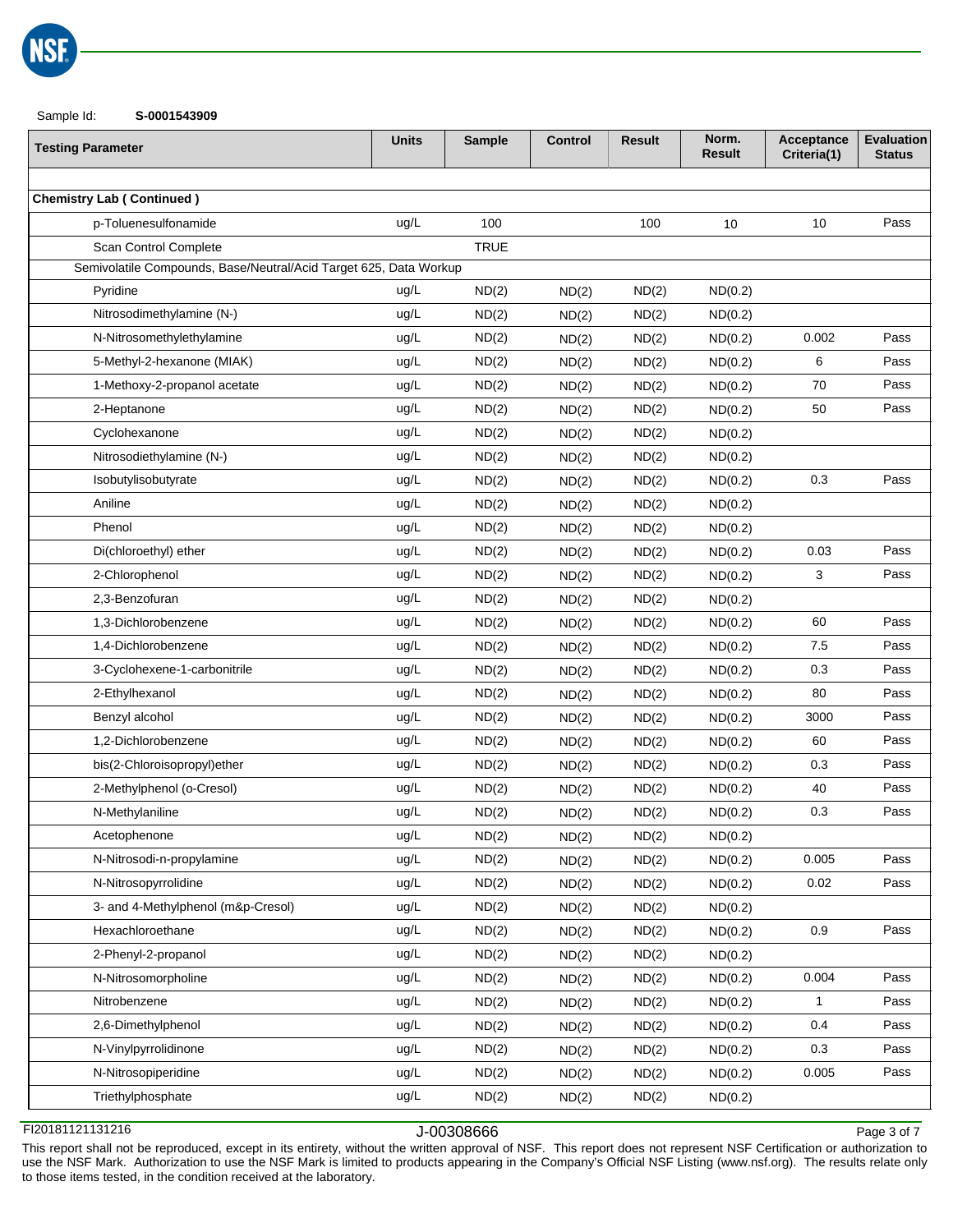Sample Id: **S-0001543909**

| Testing Parameter | Units | Sample | Control | Result | Norm. Result | Acceptance Criteria(1) | Evaluation Status |
|---|---|---|---|---|---|---|---|
| | | | | | | | |
| **Chemistry Lab ( Continued )** | | | | | | | |
| p-Toluenesulfonamide | ug/L | 100 | | 100 | 10 | 10 | Pass |
| Scan Control Complete | | TRUE | | | | | |
| Semivolatile Compounds, Base/Neutral/Acid Target 625, Data Workup | | | | | | | |
| Pyridine | ug/L | ND(2) | ND(2) | ND(2) | ND(0.2) | | |
| Nitrosodimethylamine (N-) | ug/L | ND(2) | ND(2) | ND(2) | ND(0.2) | | |
| N-Nitrosomethylethylamine | ug/L | ND(2) | ND(2) | ND(2) | ND(0.2) | 0.002 | Pass |
| 5-Methyl-2-hexanone (MIAK) | ug/L | ND(2) | ND(2) | ND(2) | ND(0.2) | 6 | Pass |
| 1-Methoxy-2-propanol acetate | ug/L | ND(2) | ND(2) | ND(2) | ND(0.2) | 70 | Pass |
| 2-Heptanone | ug/L | ND(2) | ND(2) | ND(2) | ND(0.2) | 50 | Pass |
| Cyclohexanone | ug/L | ND(2) | ND(2) | ND(2) | ND(0.2) | | |
| Nitrosodiethylamine (N-) | ug/L | ND(2) | ND(2) | ND(2) | ND(0.2) | | |
| Isobutylisobutyrate | ug/L | ND(2) | ND(2) | ND(2) | ND(0.2) | 0.3 | Pass |
| Aniline | ug/L | ND(2) | ND(2) | ND(2) | ND(0.2) | | |
| Phenol | ug/L | ND(2) | ND(2) | ND(2) | ND(0.2) | | |
| Di(chloroethyl) ether | ug/L | ND(2) | ND(2) | ND(2) | ND(0.2) | 0.03 | Pass |
| 2-Chlorophenol | ug/L | ND(2) | ND(2) | ND(2) | ND(0.2) | 3 | Pass |
| 2,3-Benzofuran | ug/L | ND(2) | ND(2) | ND(2) | ND(0.2) | | |
| 1,3-Dichlorobenzene | ug/L | ND(2) | ND(2) | ND(2) | ND(0.2) | 60 | Pass |
| 1,4-Dichlorobenzene | ug/L | ND(2) | ND(2) | ND(2) | ND(0.2) | 7.5 | Pass |
| 3-Cyclohexene-1-carbonitrile | ug/L | ND(2) | ND(2) | ND(2) | ND(0.2) | 0.3 | Pass |
| 2-Ethylhexanol | ug/L | ND(2) | ND(2) | ND(2) | ND(0.2) | 80 | Pass |
| Benzyl alcohol | ug/L | ND(2) | ND(2) | ND(2) | ND(0.2) | 3000 | Pass |
| 1,2-Dichlorobenzene | ug/L | ND(2) | ND(2) | ND(2) | ND(0.2) | 60 | Pass |
| bis(2-Chloroisopropyl)ether | ug/L | ND(2) | ND(2) | ND(2) | ND(0.2) | 0.3 | Pass |
| 2-Methylphenol (o-Cresol) | ug/L | ND(2) | ND(2) | ND(2) | ND(0.2) | 40 | Pass |
| N-Methylaniline | ug/L | ND(2) | ND(2) | ND(2) | ND(0.2) | 0.3 | Pass |
| Acetophenone | ug/L | ND(2) | ND(2) | ND(2) | ND(0.2) | | |
| N-Nitrosodi-n-propylamine | ug/L | ND(2) | ND(2) | ND(2) | ND(0.2) | 0.005 | Pass |
| N-Nitrosopyrrolidine | ug/L | ND(2) | ND(2) | ND(2) | ND(0.2) | 0.02 | Pass |
| 3- and 4-Methylphenol (m&p-Cresol) | ug/L | ND(2) | ND(2) | ND(2) | ND(0.2) | | |
| Hexachloroethane | ug/L | ND(2) | ND(2) | ND(2) | ND(0.2) | 0.9 | Pass |
| 2-Phenyl-2-propanol | ug/L | ND(2) | ND(2) | ND(2) | ND(0.2) | | |
| N-Nitrosomorpholine | ug/L | ND(2) | ND(2) | ND(2) | ND(0.2) | 0.004 | Pass |
| Nitrobenzene | ug/L | ND(2) | ND(2) | ND(2) | ND(0.2) | 1 | Pass |
| 2,6-Dimethylphenol | ug/L | ND(2) | ND(2) | ND(2) | ND(0.2) | 0.4 | Pass |
| N-Vinylpyrrolidinone | ug/L | ND(2) | ND(2) | ND(2) | ND(0.2) | 0.3 | Pass |
| N-Nitrosopiperidine | ug/L | ND(2) | ND(2) | ND(2) | ND(0.2) | 0.005 | Pass |
| Triethylphosphate | ug/L | ND(2) | ND(2) | ND(2) | ND(0.2) | | |

FI20181121131216 J-00308666

This report shall not be reproduced, except in its entirety, without the written approval of NSF. This report does not represent NSF Certification or authorization to use the NSF Mark. Authorization to use the NSF Mark is limited to products appearing in the Company's Official NSF Listing (www.nsf.org). The results relate only to those items tested, in the condition received at the laboratory.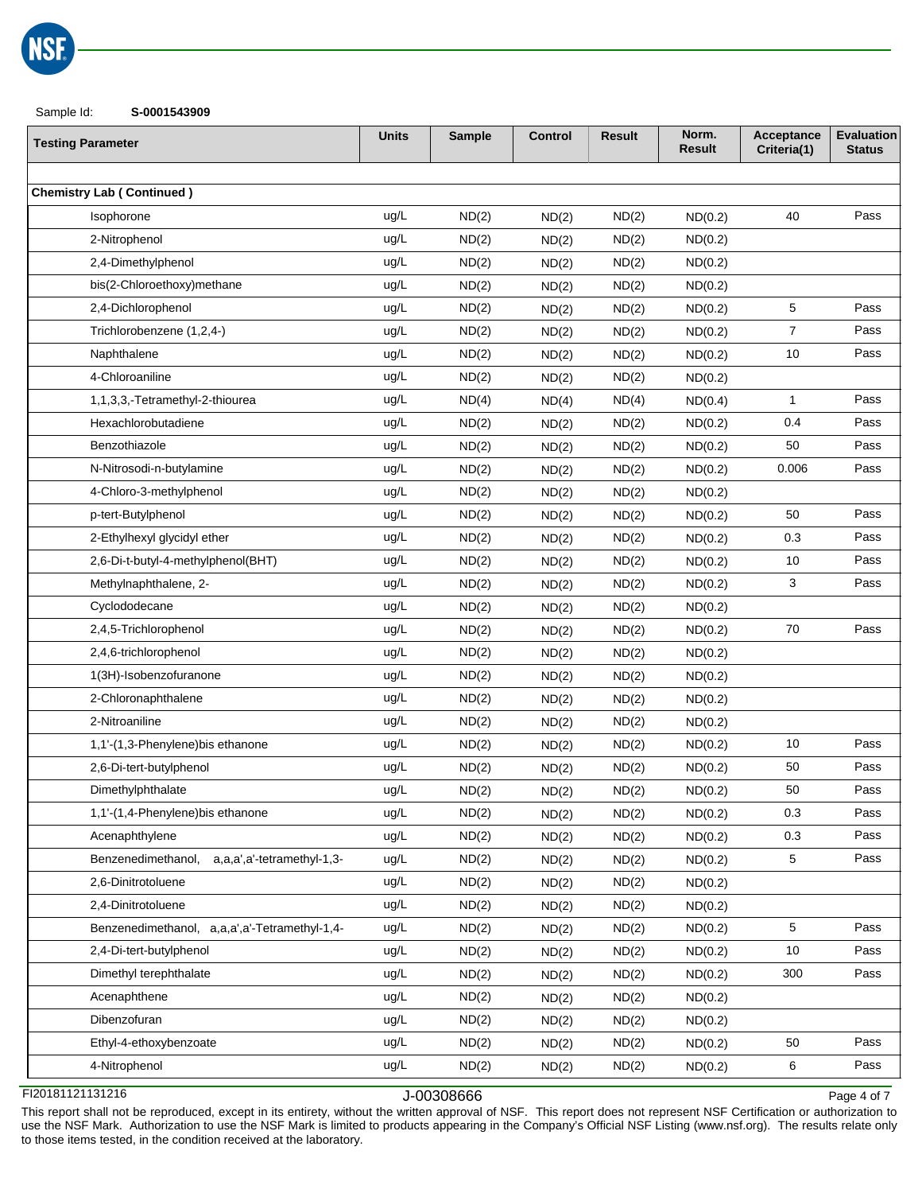Sample Id: **S-0001543909**

| Testing Parameter | Units | Sample | Control | Result | Norm. Result | Acceptance Criteria(1) | Evaluation Status |
|---|---|---|---|---|---|---|---|
| **Chemistry Lab ( Continued )** | | | | | | | |
| Isophorone | ug/L | ND(2) | ND(2) | ND(2) | ND(0.2) | 40 | Pass |
| 2-Nitrophenol | ug/L | ND(2) | ND(2) | ND(2) | ND(0.2) | | |
| 2,4-Dimethylphenol | ug/L | ND(2) | ND(2) | ND(2) | ND(0.2) | | |
| bis(2-Chloroethoxy)methane | ug/L | ND(2) | ND(2) | ND(2) | ND(0.2) | | |
| 2,4-Dichlorophenol | ug/L | ND(2) | ND(2) | ND(2) | ND(0.2) | 5 | Pass |
| Trichlorobenzene (1,2,4-) | ug/L | ND(2) | ND(2) | ND(2) | ND(0.2) | 7 | Pass |
| Naphthalene | ug/L | ND(2) | ND(2) | ND(2) | ND(0.2) | 10 | Pass |
| 4-Chloroaniline | ug/L | ND(2) | ND(2) | ND(2) | ND(0.2) | | |
| 1,1,3,3,-Tetramethyl-2-thiourea | ug/L | ND(4) | ND(4) | ND(4) | ND(0.4) | 1 | Pass |
| Hexachlorobutadiene | ug/L | ND(2) | ND(2) | ND(2) | ND(0.2) | 0.4 | Pass |
| Benzothiazole | ug/L | ND(2) | ND(2) | ND(2) | ND(0.2) | 50 | Pass |
| N-Nitrosodi-n-butylamine | ug/L | ND(2) | ND(2) | ND(2) | ND(0.2) | 0.006 | Pass |
| 4-Chloro-3-methylphenol | ug/L | ND(2) | ND(2) | ND(2) | ND(0.2) | | |
| p-tert-Butylphenol | ug/L | ND(2) | ND(2) | ND(2) | ND(0.2) | 50 | Pass |
| 2-Ethylhexyl glycidyl ether | ug/L | ND(2) | ND(2) | ND(2) | ND(0.2) | 0.3 | Pass |
| 2,6-Di-t-butyl-4-methylphenol(BHT) | ug/L | ND(2) | ND(2) | ND(2) | ND(0.2) | 10 | Pass |
| Methylnaphthalene, 2- | ug/L | ND(2) | ND(2) | ND(2) | ND(0.2) | 3 | Pass |
| Cyclododecane | ug/L | ND(2) | ND(2) | ND(2) | ND(0.2) | | |
| 2,4,5-Trichlorophenol | ug/L | ND(2) | ND(2) | ND(2) | ND(0.2) | 70 | Pass |
| 2,4,6-trichlorophenol | ug/L | ND(2) | ND(2) | ND(2) | ND(0.2) | | |
| 1(3H)-Isobenzofuranone | ug/L | ND(2) | ND(2) | ND(2) | ND(0.2) | | |
| 2-Chloronaphthalene | ug/L | ND(2) | ND(2) | ND(2) | ND(0.2) | | |
| 2-Nitroaniline | ug/L | ND(2) | ND(2) | ND(2) | ND(0.2) | | |
| 1,1'-(1,3-Phenylene)bis ethanone | ug/L | ND(2) | ND(2) | ND(2) | ND(0.2) | 10 | Pass |
| 2,6-Di-tert-butylphenol | ug/L | ND(2) | ND(2) | ND(2) | ND(0.2) | 50 | Pass |
| Dimethylphthalate | ug/L | ND(2) | ND(2) | ND(2) | ND(0.2) | 50 | Pass |
| 1,1'-(1,4-Phenylene)bis ethanone | ug/L | ND(2) | ND(2) | ND(2) | ND(0.2) | 0.3 | Pass |
| Acenaphthylene | ug/L | ND(2) | ND(2) | ND(2) | ND(0.2) | 0.3 | Pass |
| Benzenedimethanol, a,a,a',a'-tetramethyl-1,3- | ug/L | ND(2) | ND(2) | ND(2) | ND(0.2) | 5 | Pass |
| 2,6-Dinitrotoluene | ug/L | ND(2) | ND(2) | ND(2) | ND(0.2) | | |
| 2,4-Dinitrotoluene | ug/L | ND(2) | ND(2) | ND(2) | ND(0.2) | | |
| Benzenedimethanol, a,a,a',a'-Tetramethyl-1,4- | ug/L | ND(2) | ND(2) | ND(2) | ND(0.2) | 5 | Pass |
| 2,4-Di-tert-butylphenol | ug/L | ND(2) | ND(2) | ND(2) | ND(0.2) | 10 | Pass |
| Dimethyl terephthalate | ug/L | ND(2) | ND(2) | ND(2) | ND(0.2) | 300 | Pass |
| Acenaphthene | ug/L | ND(2) | ND(2) | ND(2) | ND(0.2) | | |
| Dibenzofuran | ug/L | ND(2) | ND(2) | ND(2) | ND(0.2) | | |
| Ethyl-4-ethoxybenzoate | ug/L | ND(2) | ND(2) | ND(2) | ND(0.2) | 50 | Pass |
| 4-Nitrophenol | ug/L | ND(2) | ND(2) | ND(2) | ND(0.2) | 6 | Pass |

FI20181121131216 J-00308666

This report shall not be reproduced, except in its entirety, without the written approval of NSF. This report does not represent NSF Certification or authorization to use the NSF Mark. Authorization to use the NSF Mark is limited to products appearing in the Company's Official NSF Listing (www.nsf.org). The results relate only to those items tested, in the condition received at the laboratory.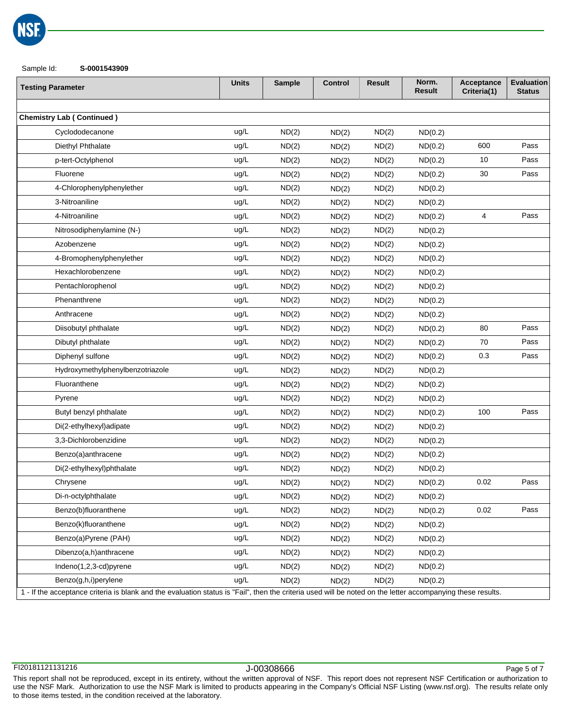Sample Id: **S-0001543909**

| Testing Parameter | Units | Sample | Control | Result | Norm. Result | Acceptance Criteria(1) | Evaluation Status |
|---|---|---|---|---|---|---|---|
| **Chemistry Lab ( Continued )** | | | | | | | |
| Cyclododecanone | ug/L | ND(2) | ND(2) | ND(2) | ND(0.2) | | |
| Diethyl Phthalate | ug/L | ND(2) | ND(2) | ND(2) | ND(0.2) | 600 | Pass |
| p-tert-Octylphenol | ug/L | ND(2) | ND(2) | ND(2) | ND(0.2) | 10 | Pass |
| Fluorene | ug/L | ND(2) | ND(2) | ND(2) | ND(0.2) | 30 | Pass |
| 4-Chlorophenylphenylether | ug/L | ND(2) | ND(2) | ND(2) | ND(0.2) | | |
| 3-Nitroaniline | ug/L | ND(2) | ND(2) | ND(2) | ND(0.2) | | |
| 4-Nitroaniline | ug/L | ND(2) | ND(2) | ND(2) | ND(0.2) | 4 | Pass |
| Nitrosodiphenylamine (N-) | ug/L | ND(2) | ND(2) | ND(2) | ND(0.2) | | |
| Azobenzene | ug/L | ND(2) | ND(2) | ND(2) | ND(0.2) | | |
| 4-Bromophenylphenylether | ug/L | ND(2) | ND(2) | ND(2) | ND(0.2) | | |
| Hexachlorobenzene | ug/L | ND(2) | ND(2) | ND(2) | ND(0.2) | | |
| Pentachlorophenol | ug/L | ND(2) | ND(2) | ND(2) | ND(0.2) | | |
| Phenanthrene | ug/L | ND(2) | ND(2) | ND(2) | ND(0.2) | | |
| Anthracene | ug/L | ND(2) | ND(2) | ND(2) | ND(0.2) | | |
| Diisobutyl phthalate | ug/L | ND(2) | ND(2) | ND(2) | ND(0.2) | 80 | Pass |
| Dibutyl phthalate | ug/L | ND(2) | ND(2) | ND(2) | ND(0.2) | 70 | Pass |
| Diphenyl sulfone | ug/L | ND(2) | ND(2) | ND(2) | ND(0.2) | 0.3 | Pass |
| Hydroxymethylphenylbenzotriazole | ug/L | ND(2) | ND(2) | ND(2) | ND(0.2) | | |
| Fluoranthene | ug/L | ND(2) | ND(2) | ND(2) | ND(0.2) | | |
| Pyrene | ug/L | ND(2) | ND(2) | ND(2) | ND(0.2) | | |
| Butyl benzyl phthalate | ug/L | ND(2) | ND(2) | ND(2) | ND(0.2) | 100 | Pass |
| Di(2-ethylhexyl)adipate | ug/L | ND(2) | ND(2) | ND(2) | ND(0.2) | | |
| 3,3-Dichlorobenzidine | ug/L | ND(2) | ND(2) | ND(2) | ND(0.2) | | |
| Benzo(a)anthracene | ug/L | ND(2) | ND(2) | ND(2) | ND(0.2) | | |
| Di(2-ethylhexyl)phthalate | ug/L | ND(2) | ND(2) | ND(2) | ND(0.2) | | |
| Chrysene | ug/L | ND(2) | ND(2) | ND(2) | ND(0.2) | 0.02 | Pass |
| Di-n-octylphthalate | ug/L | ND(2) | ND(2) | ND(2) | ND(0.2) | | |
| Benzo(b)fluoranthene | ug/L | ND(2) | ND(2) | ND(2) | ND(0.2) | 0.02 | Pass |
| Benzo(k)fluoranthene | ug/L | ND(2) | ND(2) | ND(2) | ND(0.2) | | |
| Benzo(a)Pyrene (PAH) | ug/L | ND(2) | ND(2) | ND(2) | ND(0.2) | | |
| Dibenzo(a,h)anthracene | ug/L | ND(2) | ND(2) | ND(2) | ND(0.2) | | |
| Indeno(1,2,3-cd)pyrene | ug/L | ND(2) | ND(2) | ND(2) | ND(0.2) | | |
| Benzo(g,h,i)perylene | ug/L | ND(2) | ND(2) | ND(2) | ND(0.2) | | |

1 - If the acceptance criteria is blank and the evaluation status is "Fail", then the criteria used will be noted on the letter accompanying these results.

FI20181121131216 J-00308666

This report shall not be reproduced, except in its entirety, without the written approval of NSF. This report does not represent NSF Certification or authorization to use the NSF Mark. Authorization to use the NSF Mark is limited to products appearing in the Company's Official NSF Listing (www.nsf.org). The results relate only to those items tested, in the condition received at the laboratory.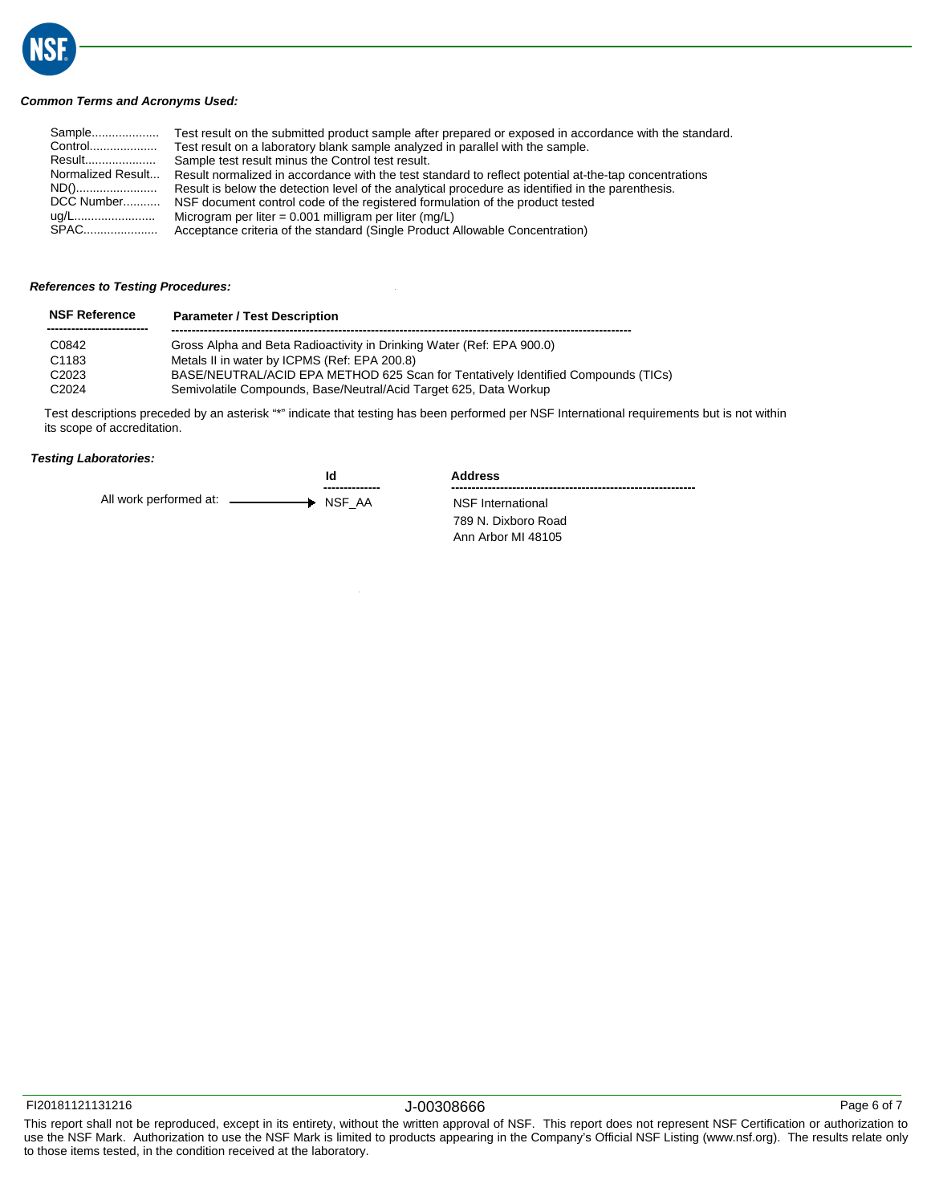***Common Terms and Acronyms Used:***

| | |
|---|---|
| Sample.................... | Test result on the submitted product sample after prepared or exposed in accordance with the standard. |
| Control.................... | Test result on a laboratory blank sample analyzed in parallel with the sample. |
| Result..................... | Sample test result minus the Control test result. |
| Normalized Result... | Result normalized in accordance with the test standard to reflect potential at-the-tap concentrations |
| ND()........................ | Result is below the detection level of the analytical procedure as identified in the parenthesis. |
| DCC Number........... | NSF document control code of the registered formulation of the product tested |
| ug/L........................ | Microgram per liter = 0.001 milligram per liter (mg/L) |
| SPAC...................... | Acceptance criteria of the standard (Single Product Allowable Concentration) |

***References to Testing Procedures:***

| NSF Reference | Parameter / Test Description |
|---|---|
| C0842 | Gross Alpha and Beta Radioactivity in Drinking Water (Ref: EPA 900.0) |
| C1183 | Metals II in water by ICPMS (Ref: EPA 200.8) |
| C2023 | BASE/NEUTRAL/ACID EPA METHOD 625 Scan for Tentatively Identified Compounds (TICs) |
| C2024 | Semivolatile Compounds, Base/Neutral/Acid Target 625, Data Workup |

Test descriptions preceded by an asterisk "*" indicate that testing has been performed per NSF International requirements but is not within its scope of accreditation.

***Testing Laboratories:***

| | Id | Address |
|---|---|---|
| All work performed at: → | NSF_AA | NSF International<br>789 N. Dixboro Road<br>Ann Arbor MI 48105 |

FI20181121131216 J-00308666

This report shall not be reproduced, except in its entirety, without the written approval of NSF. This report does not represent NSF Certification or authorization to use the NSF Mark. Authorization to use the NSF Mark is limited to products appearing in the Company's Official NSF Listing (www.nsf.org). The results relate only to those items tested, in the condition received at the laboratory.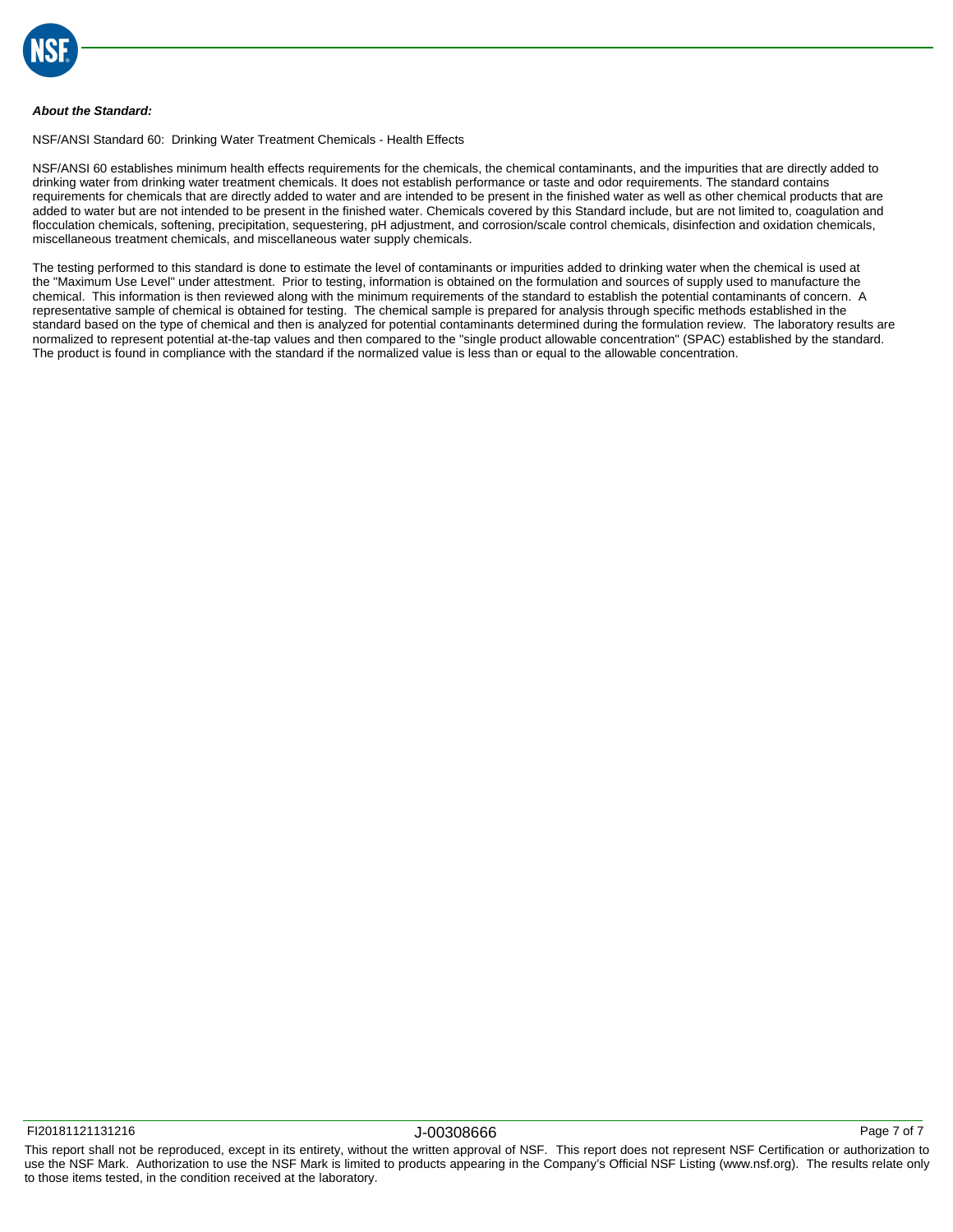***About the Standard:***

NSF/ANSI Standard 60: Drinking Water Treatment Chemicals - Health Effects

NSF/ANSI 60 establishes minimum health effects requirements for the chemicals, the chemical contaminants, and the impurities that are directly added to drinking water from drinking water treatment chemicals. It does not establish performance or taste and odor requirements. The standard contains requirements for chemicals that are directly added to water and are intended to be present in the finished water as well as other chemical products that are added to water but are not intended to be present in the finished water. Chemicals covered by this Standard include, but are not limited to, coagulation and flocculation chemicals, softening, precipitation, sequestering, pH adjustment, and corrosion/scale control chemicals, disinfection and oxidation chemicals, miscellaneous treatment chemicals, and miscellaneous water supply chemicals.

The testing performed to this standard is done to estimate the level of contaminants or impurities added to drinking water when the chemical is used at the "Maximum Use Level" under attestment. Prior to testing, information is obtained on the formulation and sources of supply used to manufacture the chemical. This information is then reviewed along with the minimum requirements of the standard to establish the potential contaminants of concern. A representative sample of chemical is obtained for testing. The chemical sample is prepared for analysis through specific methods established in the standard based on the type of chemical and then is analyzed for potential contaminants determined during the formulation review. The laboratory results are normalized to represent potential at-the-tap values and then compared to the "single product allowable concentration" (SPAC) established by the standard. The product is found in compliance with the standard if the normalized value is less than or equal to the allowable concentration.

FI20181121131216 J-00308666

This report shall not be reproduced, except in its entirety, without the written approval of NSF. This report does not represent NSF Certification or authorization to use the NSF Mark. Authorization to use the NSF Mark is limited to products appearing in the Company's Official NSF Listing (www.nsf.org). The results relate only to those items tested, in the condition received at the laboratory.